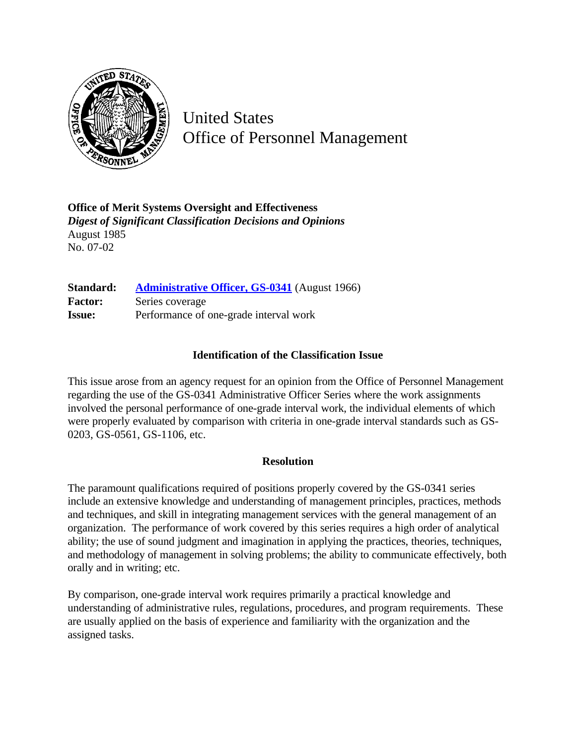United States
Office of Personnel Management

**Office of Merit Systems Oversight and Effectiveness**
***Digest of Significant Classification Decisions and Opinions***
August 1985
No. 07-02

**Standard:** [Administrative Officer, GS-0341](#) (August 1966)
**Factor:** Series coverage
**Issue:** Performance of one-grade interval work

## Identification of the Classification Issue

This issue arose from an agency request for an opinion from the Office of Personnel Management regarding the use of the GS-0341 Administrative Officer Series where the work assignments involved the personal performance of one-grade interval work, the individual elements of which were properly evaluated by comparison with criteria in one-grade interval standards such as GS-0203, GS-0561, GS-1106, etc.

## Resolution

The paramount qualifications required of positions properly covered by the GS-0341 series include an extensive knowledge and understanding of management principles, practices, methods and techniques, and skill in integrating management services with the general management of an organization. The performance of work covered by this series requires a high order of analytical ability; the use of sound judgment and imagination in applying the practices, theories, techniques, and methodology of management in solving problems; the ability to communicate effectively, both orally and in writing; etc.

By comparison, one-grade interval work requires primarily a practical knowledge and understanding of administrative rules, regulations, procedures, and program requirements. These are usually applied on the basis of experience and familiarity with the organization and the assigned tasks.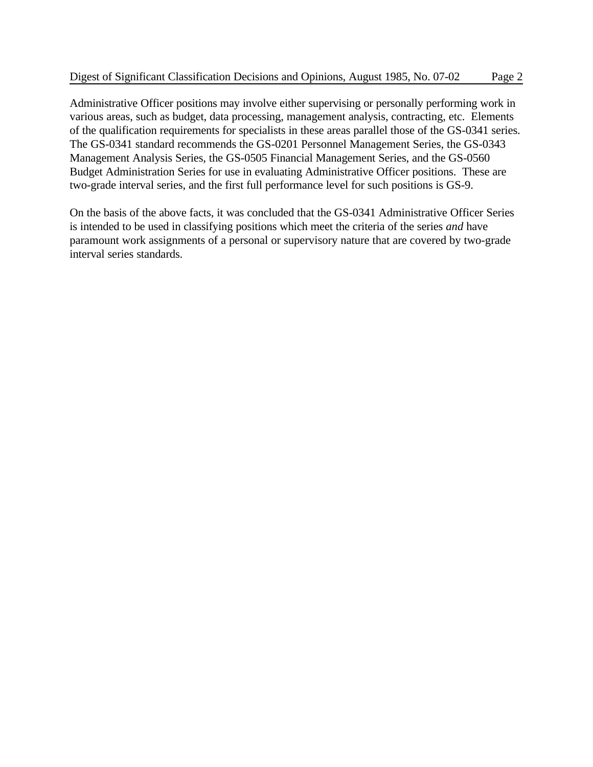Administrative Officer positions may involve either supervising or personally performing work in various areas, such as budget, data processing, management analysis, contracting, etc. Elements of the qualification requirements for specialists in these areas parallel those of the GS-0341 series. The GS-0341 standard recommends the GS-0201 Personnel Management Series, the GS-0343 Management Analysis Series, the GS-0505 Financial Management Series, and the GS-0560 Budget Administration Series for use in evaluating Administrative Officer positions. These are two-grade interval series, and the first full performance level for such positions is GS-9.

On the basis of the above facts, it was concluded that the GS-0341 Administrative Officer Series is intended to be used in classifying positions which meet the criteria of the series *and* have paramount work assignments of a personal or supervisory nature that are covered by two-grade interval series standards.